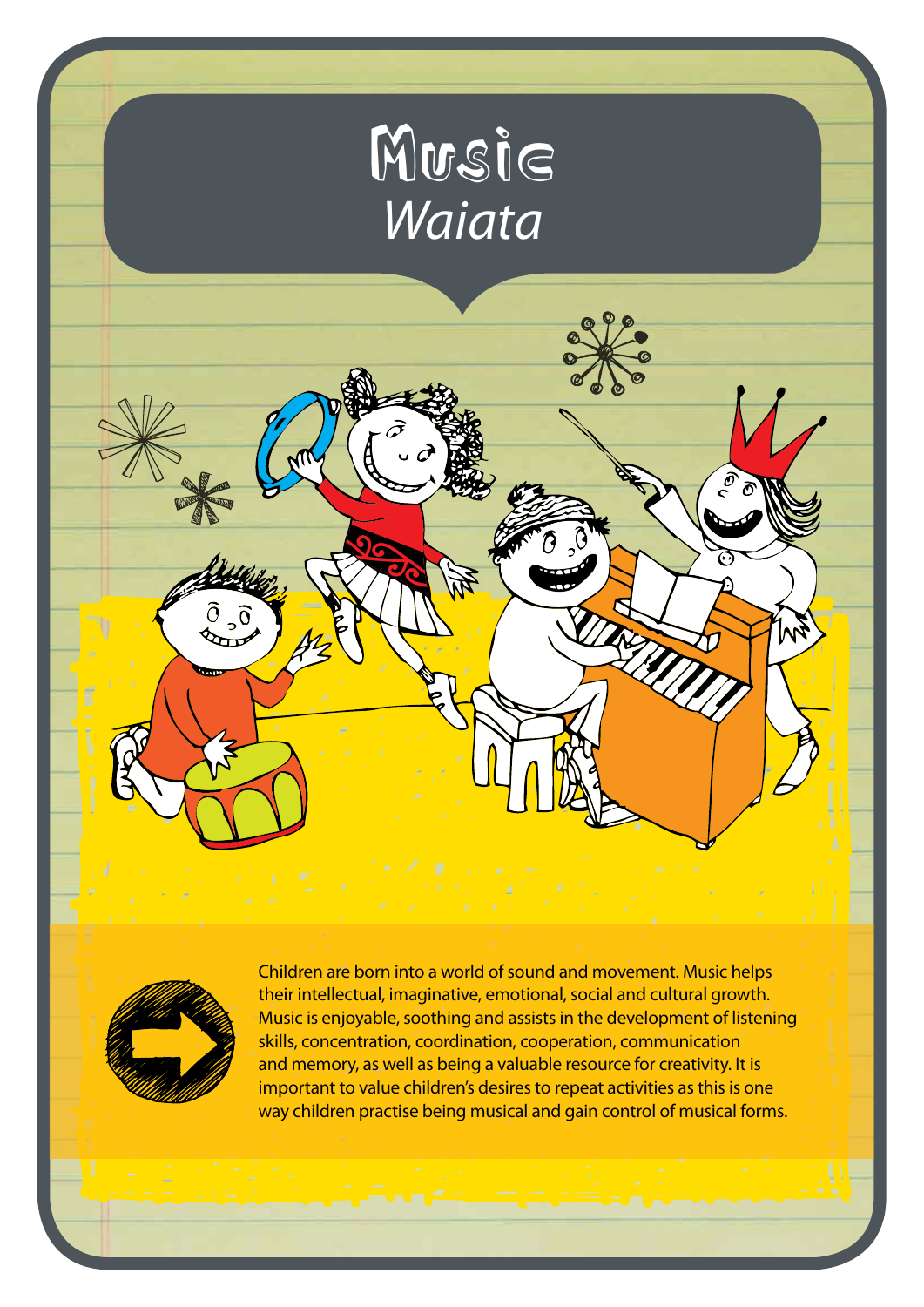# Music

## *Waiata*

Children are born into a world of sound and movement. Music helps their intellectual, imaginative, emotional, social and cultural growth. Music is enjoyable, soothing and assists in the development of listening skills, concentration, coordination, cooperation, communication and memory, as well as being a valuable resource for creativity. It is important to value children's desires to repeat activities as this is one way children practise being musical and gain control of musical forms.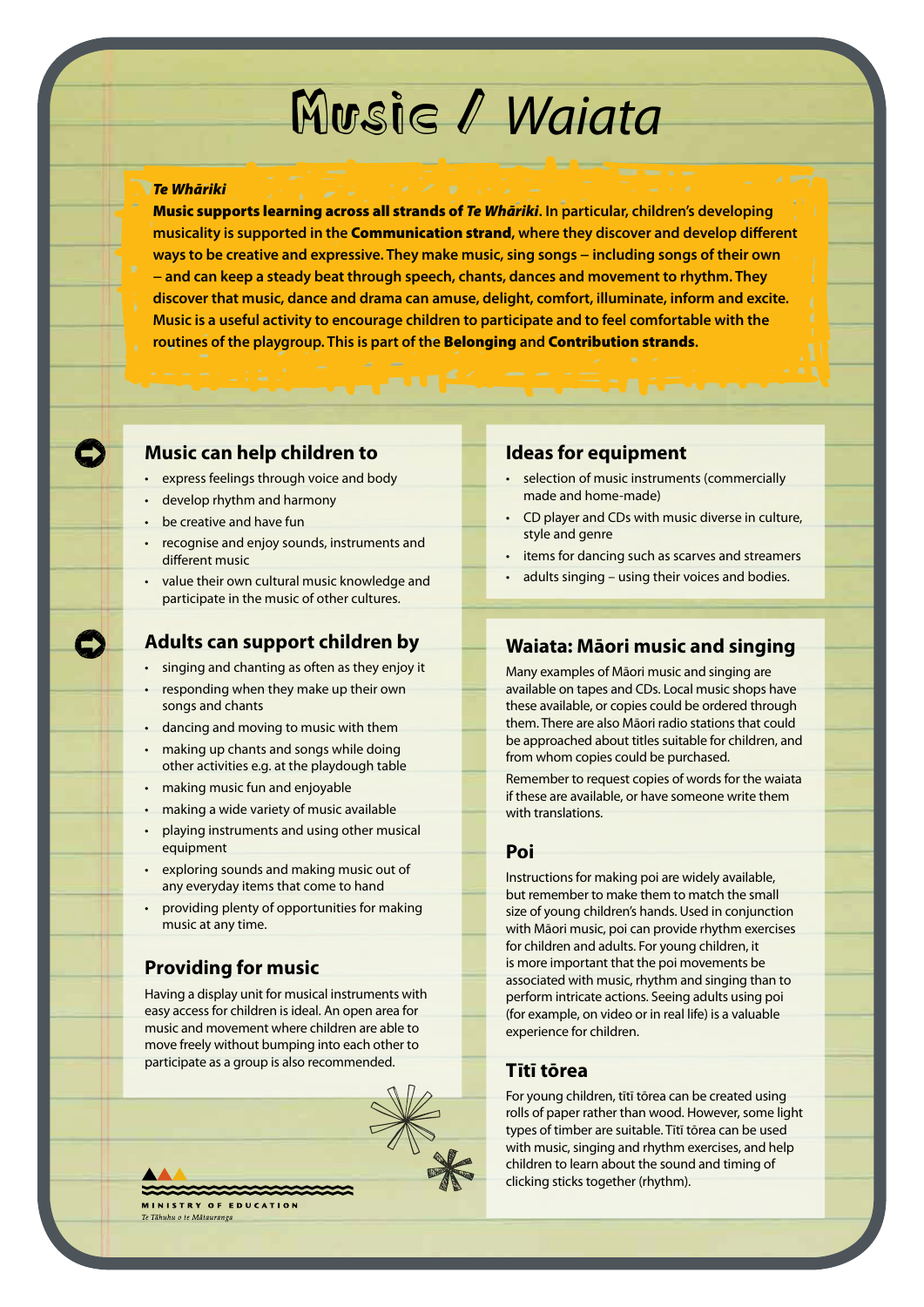# Music / *Waiata*

***Te Whāriki***

**Music supports learning across all strands of *Te Whāriki*. In particular, children's developing musicality is supported in the Communication strand, where they discover and develop different ways to be creative and expressive. They make music, sing songs – including songs of their own – and can keep a steady beat through speech, chants, dances and movement to rhythm. They discover that music, dance and drama can amuse, delight, comfort, illuminate, inform and excite. Music is a useful activity to encourage children to participate and to feel comfortable with the routines of the playgroup. This is part of the Belonging and Contribution strands.**

## Music can help children to

- express feelings through voice and body
- develop rhythm and harmony
- be creative and have fun
- recognise and enjoy sounds, instruments and different music
- value their own cultural music knowledge and participate in the music of other cultures.

## Adults can support children by

- singing and chanting as often as they enjoy it
- responding when they make up their own songs and chants
- dancing and moving to music with them
- making up chants and songs while doing other activities e.g. at the playdough table
- making music fun and enjoyable
- making a wide variety of music available
- playing instruments and using other musical equipment
- exploring sounds and making music out of any everyday items that come to hand
- providing plenty of opportunities for making music at any time.

## Providing for music

Having a display unit for musical instruments with easy access for children is ideal. An open area for music and movement where children are able to move freely without bumping into each other to participate as a group is also recommended.

## Ideas for equipment

- selection of music instruments (commercially made and home-made)
- CD player and CDs with music diverse in culture, style and genre
- items for dancing such as scarves and streamers
- adults singing – using their voices and bodies.

## Waiata: Māori music and singing

Many examples of Māori music and singing are available on tapes and CDs. Local music shops have these available, or copies could be ordered through them. There are also Māori radio stations that could be approached about titles suitable for children, and from whom copies could be purchased.

Remember to request copies of words for the waiata if these are available, or have someone write them with translations.

## Poi

Instructions for making poi are widely available, but remember to make them to match the small size of young children's hands. Used in conjunction with Māori music, poi can provide rhythm exercises for children and adults. For young children, it is more important that the poi movements be associated with music, rhythm and singing than to perform intricate actions. Seeing adults using poi (for example, on video or in real life) is a valuable experience for children.

## Tītī tōrea

For young children, tītī tōrea can be created using rolls of paper rather than wood. However, some light types of timber are suitable. Tītī tōrea can be used with music, singing and rhythm exercises, and help children to learn about the sound and timing of clicking sticks together (rhythm).

MINISTRY OF EDUCATION
*Te Tāhuhu o te Mātauranga*